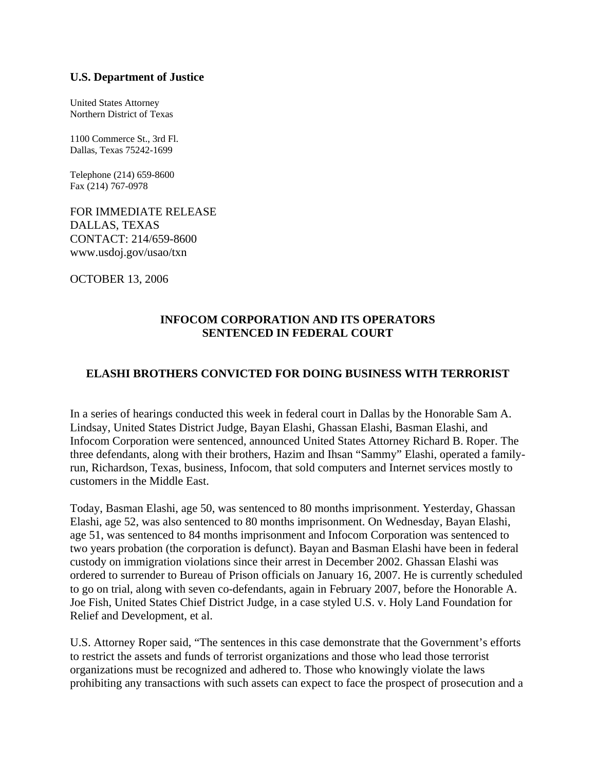**U.S. Department of Justice**

United States Attorney
Northern District of Texas

1100 Commerce St., 3rd Fl.
Dallas, Texas 75242-1699

Telephone (214) 659-8600
Fax (214) 767-0978

FOR IMMEDIATE RELEASE
DALLAS, TEXAS
CONTACT: 214/659-8600
www.usdoj.gov/usao/txn

OCTOBER 13, 2006

## INFOCOM CORPORATION AND ITS OPERATORS SENTENCED IN FEDERAL COURT

## ELASHI BROTHERS CONVICTED FOR DOING BUSINESS WITH TERRORIST

In a series of hearings conducted this week in federal court in Dallas by the Honorable Sam A. Lindsay, United States District Judge, Bayan Elashi, Ghassan Elashi, Basman Elashi, and Infocom Corporation were sentenced, announced United States Attorney Richard B. Roper. The three defendants, along with their brothers, Hazim and Ihsan "Sammy" Elashi, operated a family-run, Richardson, Texas, business, Infocom, that sold computers and Internet services mostly to customers in the Middle East.

Today, Basman Elashi, age 50, was sentenced to 80 months imprisonment. Yesterday, Ghassan Elashi, age 52, was also sentenced to 80 months imprisonment. On Wednesday, Bayan Elashi, age 51, was sentenced to 84 months imprisonment and Infocom Corporation was sentenced to two years probation (the corporation is defunct). Bayan and Basman Elashi have been in federal custody on immigration violations since their arrest in December 2002. Ghassan Elashi was ordered to surrender to Bureau of Prison officials on January 16, 2007. He is currently scheduled to go on trial, along with seven co-defendants, again in February 2007, before the Honorable A. Joe Fish, United States Chief District Judge, in a case styled U.S. v. Holy Land Foundation for Relief and Development, et al.

U.S. Attorney Roper said, "The sentences in this case demonstrate that the Government's efforts to restrict the assets and funds of terrorist organizations and those who lead those terrorist organizations must be recognized and adhered to. Those who knowingly violate the laws prohibiting any transactions with such assets can expect to face the prospect of prosecution and a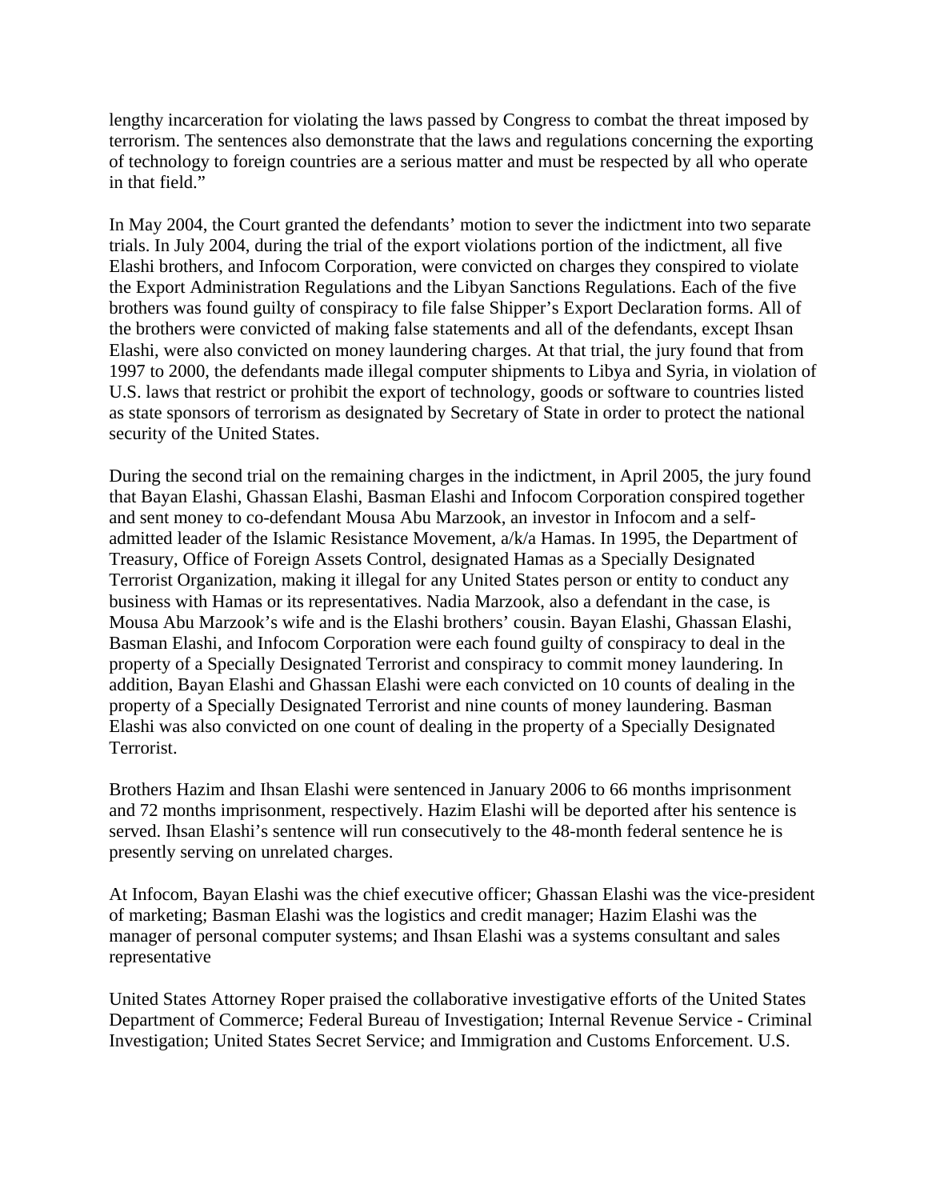lengthy incarceration for violating the laws passed by Congress to combat the threat imposed by terrorism. The sentences also demonstrate that the laws and regulations concerning the exporting of technology to foreign countries are a serious matter and must be respected by all who operate in that field."

In May 2004, the Court granted the defendants' motion to sever the indictment into two separate trials. In July 2004, during the trial of the export violations portion of the indictment, all five Elashi brothers, and Infocom Corporation, were convicted on charges they conspired to violate the Export Administration Regulations and the Libyan Sanctions Regulations. Each of the five brothers was found guilty of conspiracy to file false Shipper's Export Declaration forms. All of the brothers were convicted of making false statements and all of the defendants, except Ihsan Elashi, were also convicted on money laundering charges. At that trial, the jury found that from 1997 to 2000, the defendants made illegal computer shipments to Libya and Syria, in violation of U.S. laws that restrict or prohibit the export of technology, goods or software to countries listed as state sponsors of terrorism as designated by Secretary of State in order to protect the national security of the United States.

During the second trial on the remaining charges in the indictment, in April 2005, the jury found that Bayan Elashi, Ghassan Elashi, Basman Elashi and Infocom Corporation conspired together and sent money to co-defendant Mousa Abu Marzook, an investor in Infocom and a self-admitted leader of the Islamic Resistance Movement, a/k/a Hamas. In 1995, the Department of Treasury, Office of Foreign Assets Control, designated Hamas as a Specially Designated Terrorist Organization, making it illegal for any United States person or entity to conduct any business with Hamas or its representatives. Nadia Marzook, also a defendant in the case, is Mousa Abu Marzook's wife and is the Elashi brothers' cousin. Bayan Elashi, Ghassan Elashi, Basman Elashi, and Infocom Corporation were each found guilty of conspiracy to deal in the property of a Specially Designated Terrorist and conspiracy to commit money laundering. In addition, Bayan Elashi and Ghassan Elashi were each convicted on 10 counts of dealing in the property of a Specially Designated Terrorist and nine counts of money laundering. Basman Elashi was also convicted on one count of dealing in the property of a Specially Designated Terrorist.

Brothers Hazim and Ihsan Elashi were sentenced in January 2006 to 66 months imprisonment and 72 months imprisonment, respectively. Hazim Elashi will be deported after his sentence is served. Ihsan Elashi's sentence will run consecutively to the 48-month federal sentence he is presently serving on unrelated charges.

At Infocom, Bayan Elashi was the chief executive officer; Ghassan Elashi was the vice-president of marketing; Basman Elashi was the logistics and credit manager; Hazim Elashi was the manager of personal computer systems; and Ihsan Elashi was a systems consultant and sales representative

United States Attorney Roper praised the collaborative investigative efforts of the United States Department of Commerce; Federal Bureau of Investigation; Internal Revenue Service - Criminal Investigation; United States Secret Service; and Immigration and Customs Enforcement. U.S.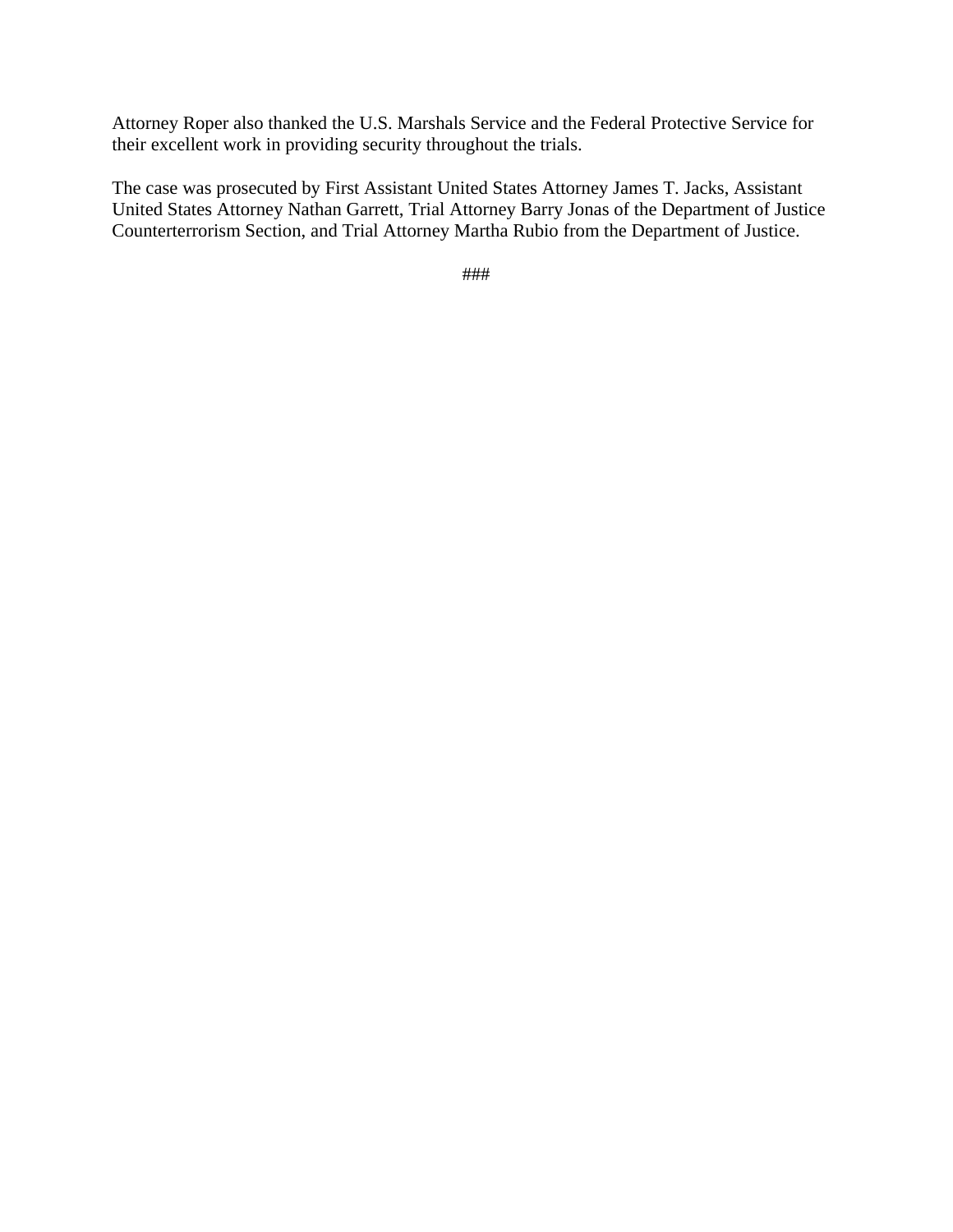Attorney Roper also thanked the U.S. Marshals Service and the Federal Protective Service for their excellent work in providing security throughout the trials.

The case was prosecuted by First Assistant United States Attorney James T. Jacks, Assistant United States Attorney Nathan Garrett, Trial Attorney Barry Jonas of the Department of Justice Counterterrorism Section, and Trial Attorney Martha Rubio from the Department of Justice.

###